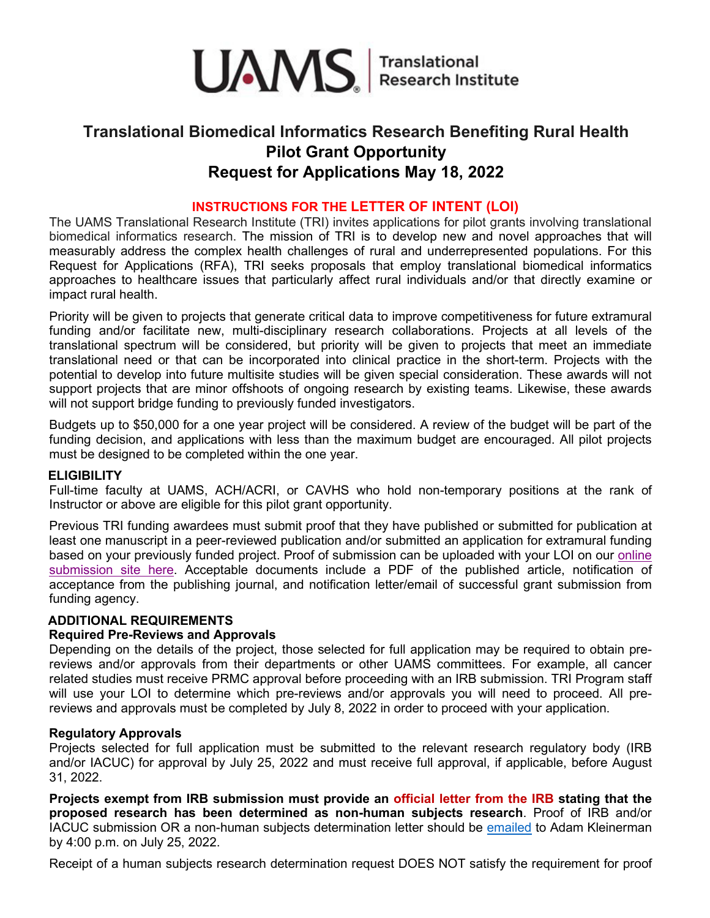UAMS | Translational Research Institute

# Translational Biomedical Informatics Research Benefiting Rural Health
# Pilot Grant Opportunity
# Request for Applications May 18, 2022

## INSTRUCTIONS FOR THE LETTER OF INTENT (LOI)

The UAMS Translational Research Institute (TRI) invites applications for pilot grants involving translational biomedical informatics research. The mission of TRI is to develop new and novel approaches that will measurably address the complex health challenges of rural and underrepresented populations. For this Request for Applications (RFA), TRI seeks proposals that employ translational biomedical informatics approaches to healthcare issues that particularly affect rural individuals and/or that directly examine or impact rural health.

Priority will be given to projects that generate critical data to improve competitiveness for future extramural funding and/or facilitate new, multi-disciplinary research collaborations. Projects at all levels of the translational spectrum will be considered, but priority will be given to projects that meet an immediate translational need or that can be incorporated into clinical practice in the short-term. Projects with the potential to develop into future multisite studies will be given special consideration. These awards will not support projects that are minor offshoots of ongoing research by existing teams. Likewise, these awards will not support bridge funding to previously funded investigators.

Budgets up to $50,000 for a one year project will be considered. A review of the budget will be part of the funding decision, and applications with less than the maximum budget are encouraged. All pilot projects must be designed to be completed within the one year.

### ELIGIBILITY

Full-time faculty at UAMS, ACH/ACRI, or CAVHS who hold non-temporary positions at the rank of Instructor or above are eligible for this pilot grant opportunity.

Previous TRI funding awardees must submit proof that they have published or submitted for publication at least one manuscript in a peer-reviewed publication and/or submitted an application for extramural funding based on your previously funded project. Proof of submission can be uploaded with your LOI on our online submission site here. Acceptable documents include a PDF of the published article, notification of acceptance from the publishing journal, and notification letter/email of successful grant submission from funding agency.

### ADDITIONAL REQUIREMENTS

#### Required Pre-Reviews and Approvals

Depending on the details of the project, those selected for full application may be required to obtain pre-reviews and/or approvals from their departments or other UAMS committees. For example, all cancer related studies must receive PRMC approval before proceeding with an IRB submission. TRI Program staff will use your LOI to determine which pre-reviews and/or approvals you will need to proceed. All pre-reviews and approvals must be completed by July 8, 2022 in order to proceed with your application.

#### Regulatory Approvals

Projects selected for full application must be submitted to the relevant research regulatory body (IRB and/or IACUC) for approval by July 25, 2022 and must receive full approval, if applicable, before August 31, 2022.

**Projects exempt from IRB submission must provide an official letter from the IRB stating that the proposed research has been determined as non-human subjects research**. Proof of IRB and/or IACUC submission OR a non-human subjects determination letter should be emailed to Adam Kleinerman by 4:00 p.m. on July 25, 2022.

Receipt of a human subjects research determination request DOES NOT satisfy the requirement for proof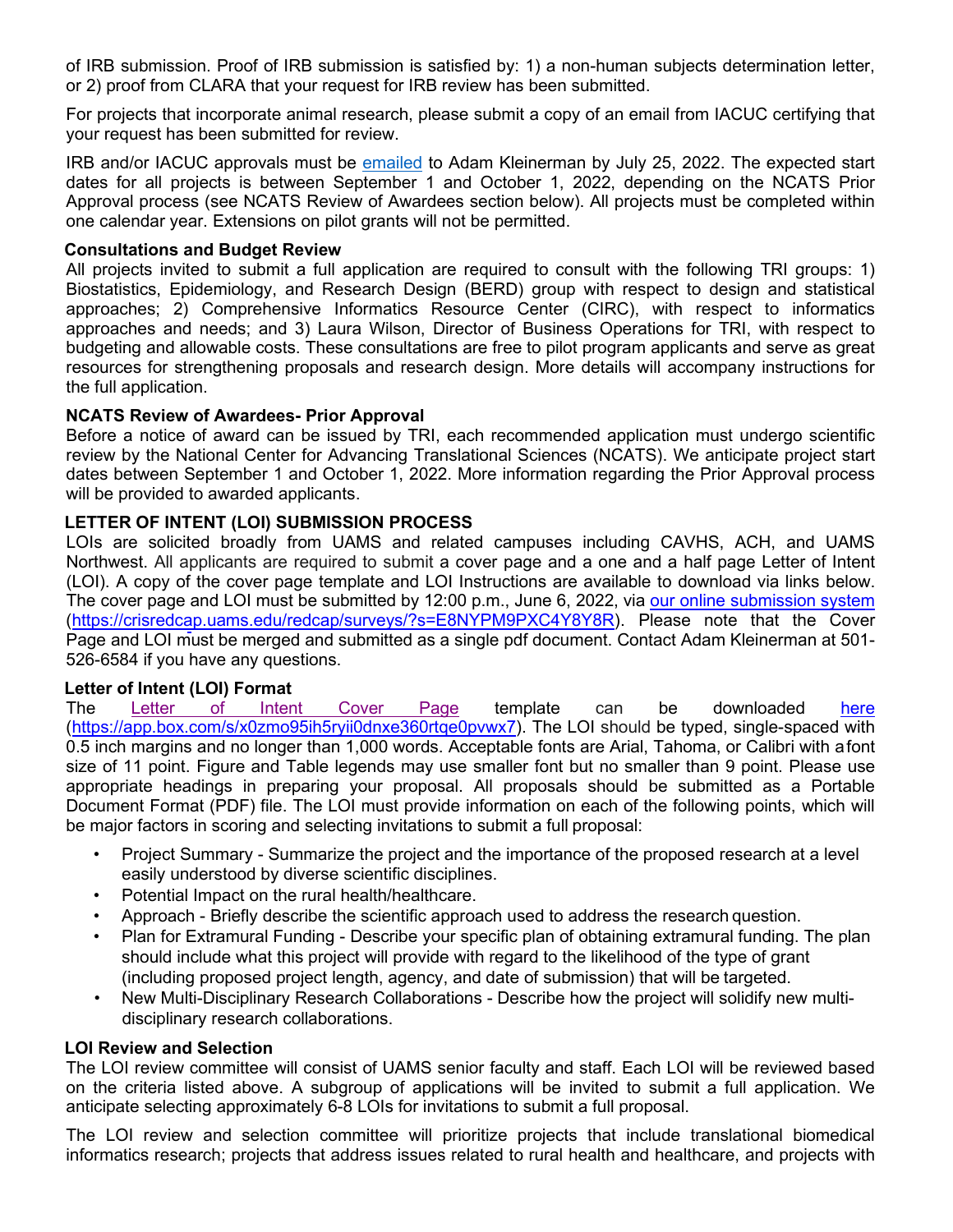of IRB submission. Proof of IRB submission is satisfied by: 1) a non-human subjects determination letter, or 2) proof from CLARA that your request for IRB review has been submitted.

For projects that incorporate animal research, please submit a copy of an email from IACUC certifying that your request has been submitted for review.

IRB and/or IACUC approvals must be emailed to Adam Kleinerman by July 25, 2022. The expected start dates for all projects is between September 1 and October 1, 2022, depending on the NCATS Prior Approval process (see NCATS Review of Awardees section below). All projects must be completed within one calendar year. Extensions on pilot grants will not be permitted.

**Consultations and Budget Review**

All projects invited to submit a full application are required to consult with the following TRI groups: 1) Biostatistics, Epidemiology, and Research Design (BERD) group with respect to design and statistical approaches; 2) Comprehensive Informatics Resource Center (CIRC), with respect to informatics approaches and needs; and 3) Laura Wilson, Director of Business Operations for TRI, with respect to budgeting and allowable costs. These consultations are free to pilot program applicants and serve as great resources for strengthening proposals and research design. More details will accompany instructions for the full application.

**NCATS Review of Awardees- Prior Approval**

Before a notice of award can be issued by TRI, each recommended application must undergo scientific review by the National Center for Advancing Translational Sciences (NCATS). We anticipate project start dates between September 1 and October 1, 2022. More information regarding the Prior Approval process will be provided to awarded applicants.

**LETTER OF INTENT (LOI) SUBMISSION PROCESS**

LOIs are solicited broadly from UAMS and related campuses including CAVHS, ACH, and UAMS Northwest. All applicants are required to submit a cover page and a one and a half page Letter of Intent (LOI). A copy of the cover page template and LOI Instructions are available to download via links below. The cover page and LOI must be submitted by 12:00 p.m., June 6, 2022, via our online submission system (https://crisredcap.uams.edu/redcap/surveys/?s=E8NYPM9PXC4Y8Y8R). Please note that the Cover Page and LOI must be merged and submitted as a single pdf document. Contact Adam Kleinerman at 501-526-6584 if you have any questions.

**Letter of Intent (LOI) Format**

The Letter of Intent Cover Page template can be downloaded here (https://app.box.com/s/x0zmo95ih5ryii0dnxe360rtqe0pvwx7). The LOI should be typed, single-spaced with 0.5 inch margins and no longer than 1,000 words. Acceptable fonts are Arial, Tahoma, or Calibri with a font size of 11 point. Figure and Table legends may use smaller font but no smaller than 9 point. Please use appropriate headings in preparing your proposal. All proposals should be submitted as a Portable Document Format (PDF) file. The LOI must provide information on each of the following points, which will be major factors in scoring and selecting invitations to submit a full proposal:

- Project Summary - Summarize the project and the importance of the proposed research at a level easily understood by diverse scientific disciplines.
- Potential Impact on the rural health/healthcare.
- Approach - Briefly describe the scientific approach used to address the research question.
- Plan for Extramural Funding - Describe your specific plan of obtaining extramural funding. The plan should include what this project will provide with regard to the likelihood of the type of grant (including proposed project length, agency, and date of submission) that will be targeted.
- New Multi-Disciplinary Research Collaborations - Describe how the project will solidify new multi-disciplinary research collaborations.

**LOI Review and Selection**

The LOI review committee will consist of UAMS senior faculty and staff. Each LOI will be reviewed based on the criteria listed above. A subgroup of applications will be invited to submit a full application. We anticipate selecting approximately 6-8 LOIs for invitations to submit a full proposal.

The LOI review and selection committee will prioritize projects that include translational biomedical informatics research; projects that address issues related to rural health and healthcare, and projects with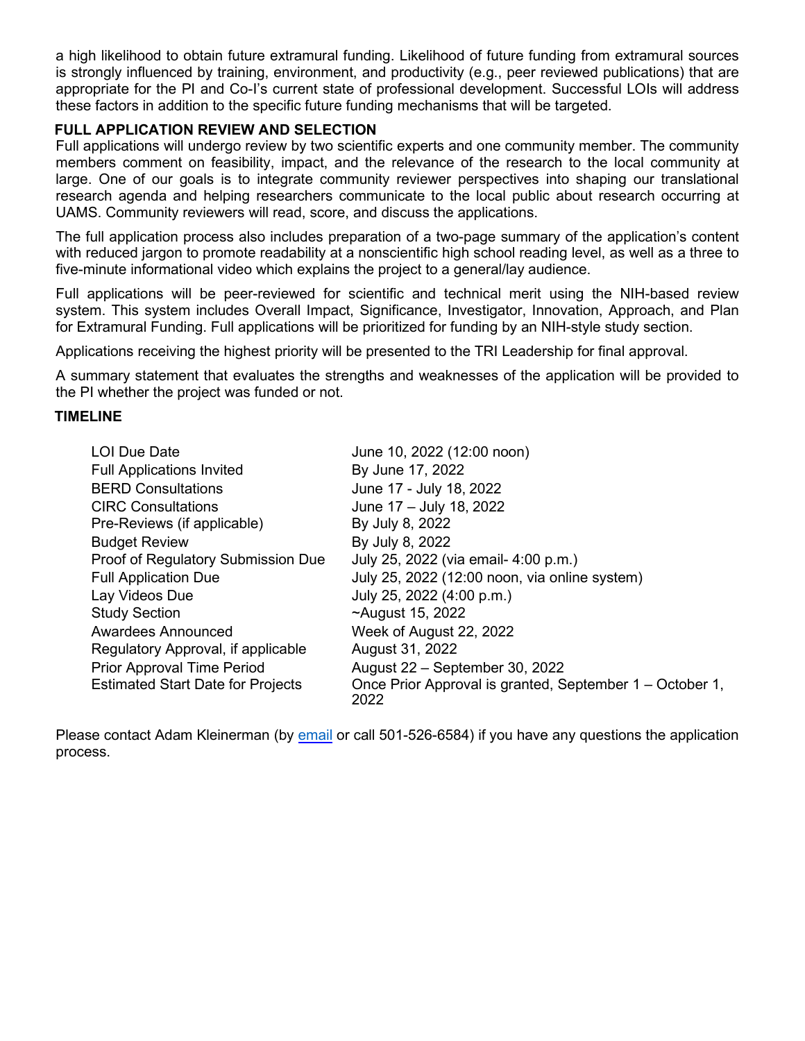a high likelihood to obtain future extramural funding. Likelihood of future funding from extramural sources is strongly influenced by training, environment, and productivity (e.g., peer reviewed publications) that are appropriate for the PI and Co-I's current state of professional development. Successful LOIs will address these factors in addition to the specific future funding mechanisms that will be targeted.

## FULL APPLICATION REVIEW AND SELECTION

Full applications will undergo review by two scientific experts and one community member. The community members comment on feasibility, impact, and the relevance of the research to the local community at large. One of our goals is to integrate community reviewer perspectives into shaping our translational research agenda and helping researchers communicate to the local public about research occurring at UAMS. Community reviewers will read, score, and discuss the applications.

The full application process also includes preparation of a two-page summary of the application's content with reduced jargon to promote readability at a nonscientific high school reading level, as well as a three to five-minute informational video which explains the project to a general/lay audience.

Full applications will be peer-reviewed for scientific and technical merit using the NIH-based review system. This system includes Overall Impact, Significance, Investigator, Innovation, Approach, and Plan for Extramural Funding. Full applications will be prioritized for funding by an NIH-style study section.

Applications receiving the highest priority will be presented to the TRI Leadership for final approval.

A summary statement that evaluates the strengths and weaknesses of the application will be provided to the PI whether the project was funded or not.

## TIMELINE

| | |
|---|---|
| LOI Due Date | June 10, 2022 (12:00 noon) |
| Full Applications Invited | By June 17, 2022 |
| BERD Consultations | June 17 - July 18, 2022 |
| CIRC Consultations | June 17 – July 18, 2022 |
| Pre-Reviews (if applicable) | By July 8, 2022 |
| Budget Review | By July 8, 2022 |
| Proof of Regulatory Submission Due | July 25, 2022 (via email- 4:00 p.m.) |
| Full Application Due | July 25, 2022 (12:00 noon, via online system) |
| Lay Videos Due | July 25, 2022 (4:00 p.m.) |
| Study Section | ~August 15, 2022 |
| Awardees Announced | Week of August 22, 2022 |
| Regulatory Approval, if applicable | August 31, 2022 |
| Prior Approval Time Period | August 22 – September 30, 2022 |
| Estimated Start Date for Projects | Once Prior Approval is granted, September 1 – October 1, 2022 |

Please contact Adam Kleinerman (by email or call 501-526-6584) if you have any questions the application process.